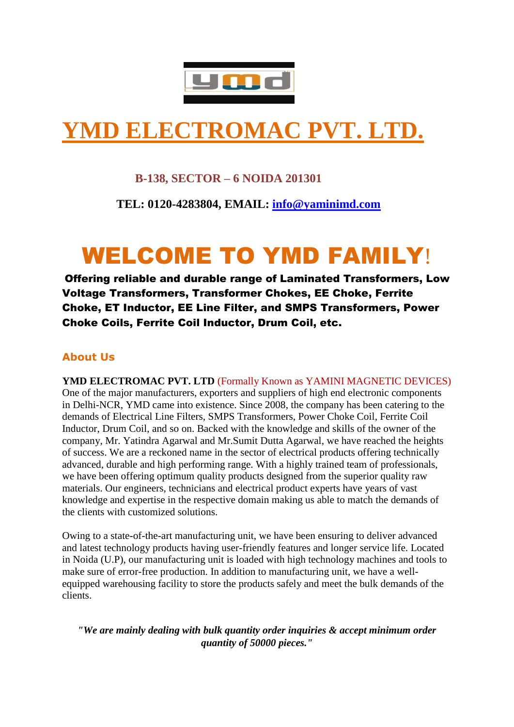# YMD ELECTROMAC PVT. LTD.

**B-138, SECTOR – 6 NOIDA 201301**

**TEL: 0120-4283804, EMAIL: info@yaminimd.com**

# WELCOME TO YMD FAMILY!

**Offering reliable and durable range of Laminated Transformers, Low Voltage Transformers, Transformer Chokes, EE Choke, Ferrite Choke, ET Inductor, EE Line Filter, and SMPS Transformers, Power Choke Coils, Ferrite Coil Inductor, Drum Coil, etc.**

## About Us

**YMD ELECTROMAC PVT. LTD** (Formally Known as YAMINI MAGNETIC DEVICES) One of the major manufacturers, exporters and suppliers of high end electronic components in Delhi-NCR, YMD came into existence. Since 2008, the company has been catering to the demands of Electrical Line Filters, SMPS Transformers, Power Choke Coil, Ferrite Coil Inductor, Drum Coil, and so on. Backed with the knowledge and skills of the owner of the company, Mr. Yatindra Agarwal and Mr.Sumit Dutta Agarwal, we have reached the heights of success. We are a reckoned name in the sector of electrical products offering technically advanced, durable and high performing range. With a highly trained team of professionals, we have been offering optimum quality products designed from the superior quality raw materials. Our engineers, technicians and electrical product experts have years of vast knowledge and expertise in the respective domain making us able to match the demands of the clients with customized solutions.

Owing to a state-of-the-art manufacturing unit, we have been ensuring to deliver advanced and latest technology products having user-friendly features and longer service life. Located in Noida (U.P), our manufacturing unit is loaded with high technology machines and tools to make sure of error-free production. In addition to manufacturing unit, we have a well-equipped warehousing facility to store the products safely and meet the bulk demands of the clients.

***"We are mainly dealing with bulk quantity order inquiries & accept minimum order quantity of 50000 pieces."***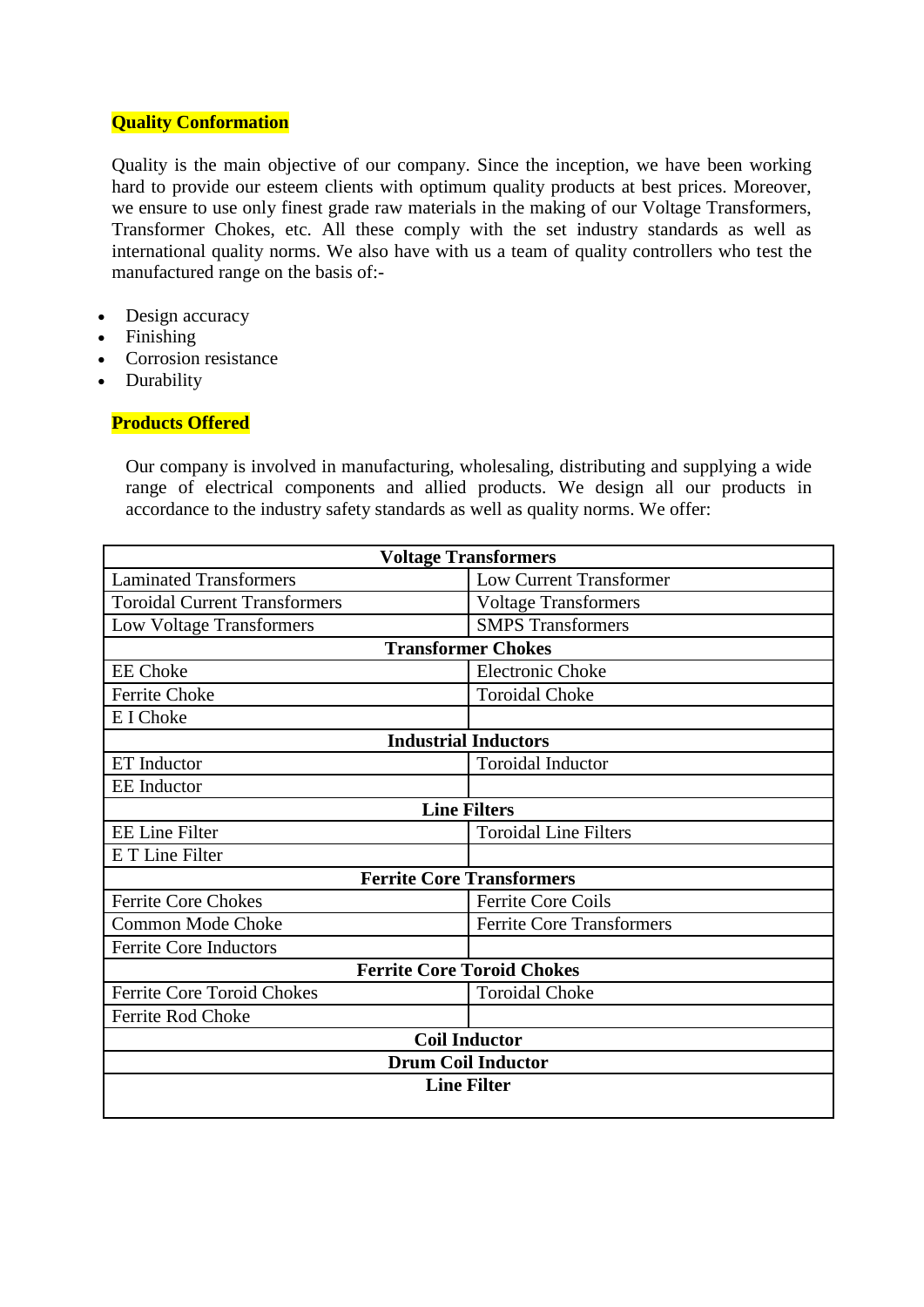## Quality Conformation

Quality is the main objective of our company. Since the inception, we have been working hard to provide our esteem clients with optimum quality products at best prices. Moreover, we ensure to use only finest grade raw materials in the making of our Voltage Transformers, Transformer Chokes, etc. All these comply with the set industry standards as well as international quality norms. We also have with us a team of quality controllers who test the manufactured range on the basis of:-

- Design accuracy
- Finishing
- Corrosion resistance
- Durability

## Products Offered

Our company is involved in manufacturing, wholesaling, distributing and supplying a wide range of electrical components and allied products. We design all our products in accordance to the industry safety standards as well as quality norms. We offer:

| **Voltage Transformers** | |
|---|---|
| Laminated Transformers | Low Current Transformer |
| Toroidal Current Transformers | Voltage Transformers |
| Low Voltage Transformers | SMPS Transformers |
| **Transformer Chokes** | |
| EE Choke | Electronic Choke |
| Ferrite Choke | Toroidal Choke |
| E I Choke | |
| **Industrial Inductors** | |
| ET Inductor | Toroidal Inductor |
| EE Inductor | |
| **Line Filters** | |
| EE Line Filter | Toroidal Line Filters |
| E T Line Filter | |
| **Ferrite Core Transformers** | |
| Ferrite Core Chokes | Ferrite Core Coils |
| Common Mode Choke | Ferrite Core Transformers |
| Ferrite Core Inductors | |
| **Ferrite Core Toroid Chokes** | |
| Ferrite Core Toroid Chokes | Toroidal Choke |
| Ferrite Rod Choke | |
| **Coil Inductor** | |
| **Drum Coil Inductor** | |
| **Line Filter** | |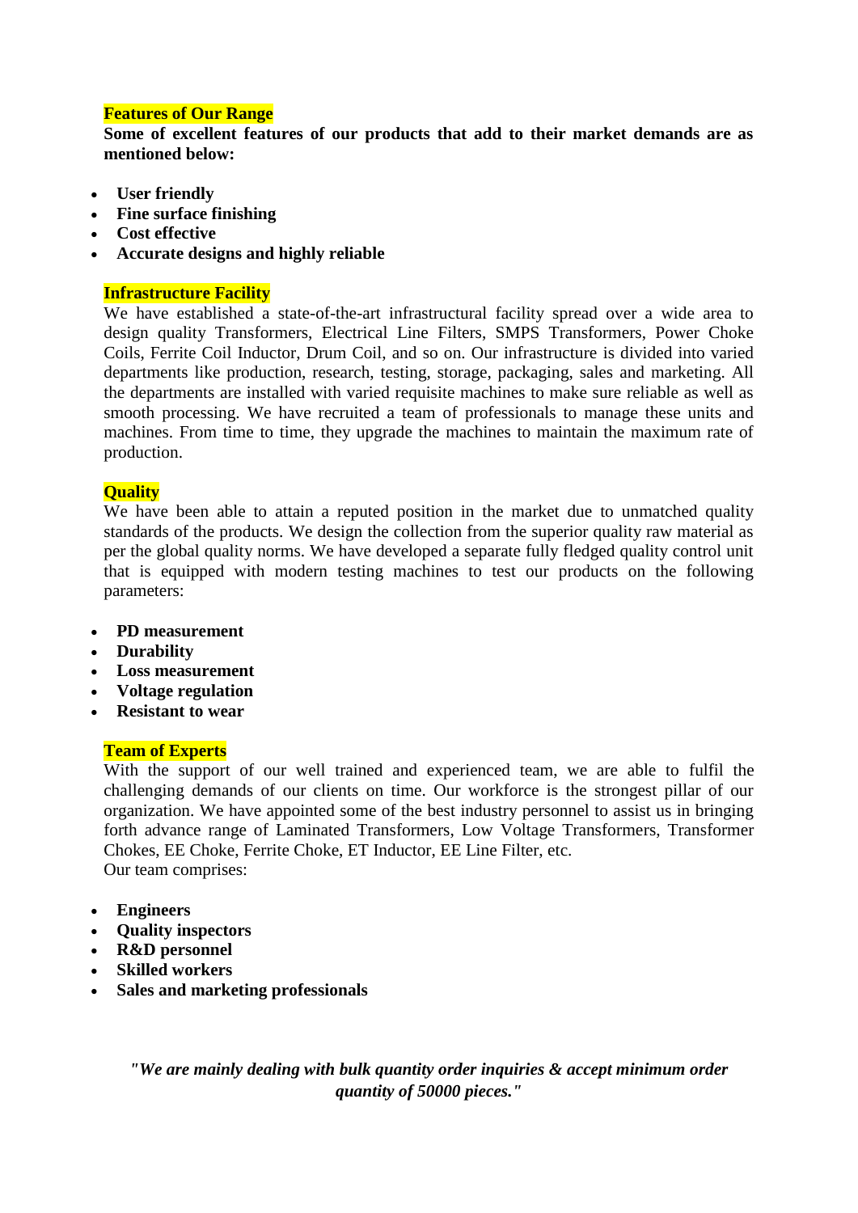## Features of Our Range

**Some of excellent features of our products that add to their market demands are as mentioned below:**

- **User friendly**
- **Fine surface finishing**
- **Cost effective**
- **Accurate designs and highly reliable**

## Infrastructure Facility

We have established a state-of-the-art infrastructural facility spread over a wide area to design quality Transformers, Electrical Line Filters, SMPS Transformers, Power Choke Coils, Ferrite Coil Inductor, Drum Coil, and so on. Our infrastructure is divided into varied departments like production, research, testing, storage, packaging, sales and marketing. All the departments are installed with varied requisite machines to make sure reliable as well as smooth processing. We have recruited a team of professionals to manage these units and machines. From time to time, they upgrade the machines to maintain the maximum rate of production.

## Quality

We have been able to attain a reputed position in the market due to unmatched quality standards of the products. We design the collection from the superior quality raw material as per the global quality norms. We have developed a separate fully fledged quality control unit that is equipped with modern testing machines to test our products on the following parameters:

- **PD measurement**
- **Durability**
- **Loss measurement**
- **Voltage regulation**
- **Resistant to wear**

## Team of Experts

With the support of our well trained and experienced team, we are able to fulfil the challenging demands of our clients on time. Our workforce is the strongest pillar of our organization. We have appointed some of the best industry personnel to assist us in bringing forth advance range of Laminated Transformers, Low Voltage Transformers, Transformer Chokes, EE Choke, Ferrite Choke, ET Inductor, EE Line Filter, etc.
Our team comprises:

- **Engineers**
- **Quality inspectors**
- **R&D personnel**
- **Skilled workers**
- **Sales and marketing professionals**

***"We are mainly dealing with bulk quantity order inquiries & accept minimum order quantity of 50000 pieces."***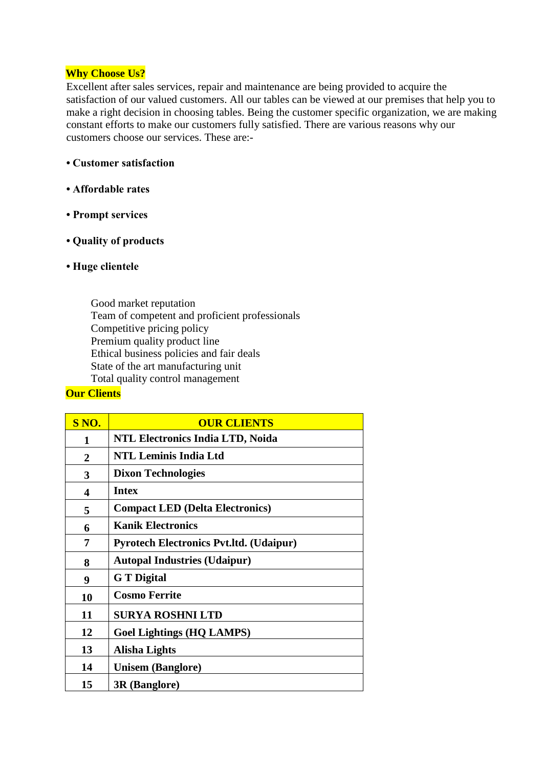## Why Choose Us?

Excellent after sales services, repair and maintenance are being provided to acquire the satisfaction of our valued customers. All our tables can be viewed at our premises that help you to make a right decision in choosing tables. Being the customer specific organization, we are making constant efforts to make our customers fully satisfied. There are various reasons why our customers choose our services. These are:-

- **Customer satisfaction**
- **Affordable rates**
- **Prompt services**
- **Quality of products**
- **Huge clientele**

Good market reputation
Team of competent and proficient professionals
Competitive pricing policy
Premium quality product line
Ethical business policies and fair deals
State of the art manufacturing unit
Total quality control management

## Our Clients

| S NO. | OUR CLIENTS |
|---|---|
| **1** | **NTL Electronics India LTD, Noida** |
| **2** | **NTL Leminis India Ltd** |
| **3** | **Dixon Technologies** |
| **4** | **Intex** |
| **5** | **Compact LED (Delta Electronics)** |
| **6** | **Kanik Electronics** |
| **7** | **Pyrotech Electronics Pvt.ltd. (Udaipur)** |
| **8** | **Autopal Industries (Udaipur)** |
| **9** | **G T Digital** |
| **10** | **Cosmo Ferrite** |
| **11** | **SURYA ROSHNI LTD** |
| **12** | **Goel Lightings (HQ LAMPS)** |
| **13** | **Alisha Lights** |
| **14** | **Unisem (Banglore)** |
| **15** | **3R (Banglore)** |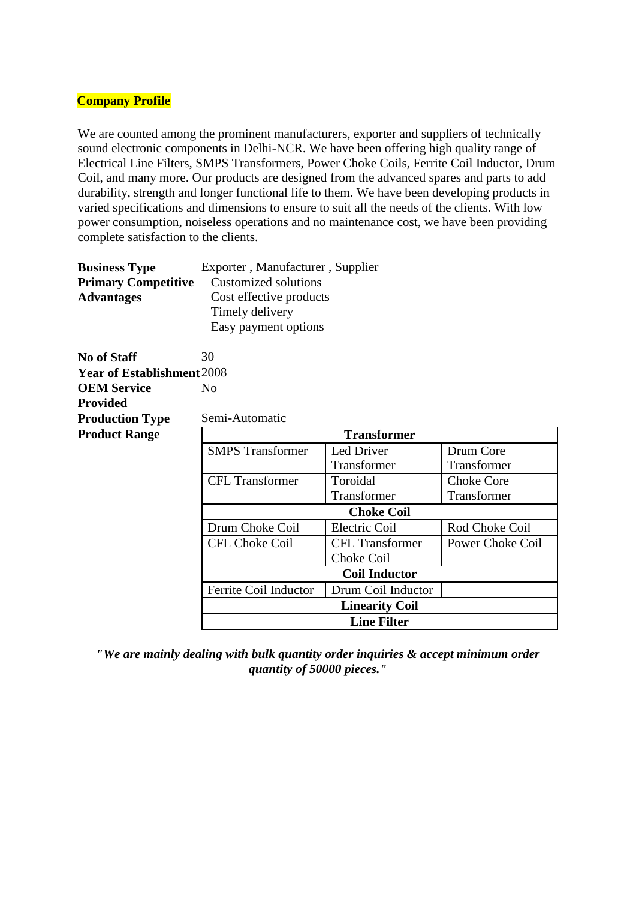**Company Profile**

We are counted among the prominent manufacturers, exporter and suppliers of technically sound electronic components in Delhi-NCR. We have been offering high quality range of Electrical Line Filters, SMPS Transformers, Power Choke Coils, Ferrite Coil Inductor, Drum Coil, and many more. Our products are designed from the advanced spares and parts to add durability, strength and longer functional life to them. We have been developing products in varied specifications and dimensions to ensure to suit all the needs of the clients. With low power consumption, noiseless operations and no maintenance cost, we have been providing complete satisfaction to the clients.

**Business Type** Exporter , Manufacturer , Supplier

**Primary Competitive Advantages**
- Customized solutions
- Cost effective products
- Timely delivery
- Easy payment options

**No of Staff** 30

**Year of Establishment** 2008

**OEM Service Provided** No

**Production Type** Semi-Automatic

**Product Range**

| **Transformer** | | |
|---|---|---|
| SMPS Transformer | Led Driver Transformer | Drum Core Transformer |
| CFL Transformer | Toroidal Transformer | Choke Core Transformer |
| **Choke Coil** | | |
| Drum Choke Coil | Electric Coil | Rod Choke Coil |
| CFL Choke Coil | CFL Transformer Choke Coil | Power Choke Coil |
| **Coil Inductor** | | |
| Ferrite Coil Inductor | Drum Coil Inductor | |
| **Linearity Coil** | | |
| **Line Filter** | | |

***"We are mainly dealing with bulk quantity order inquiries & accept minimum order quantity of 50000 pieces."***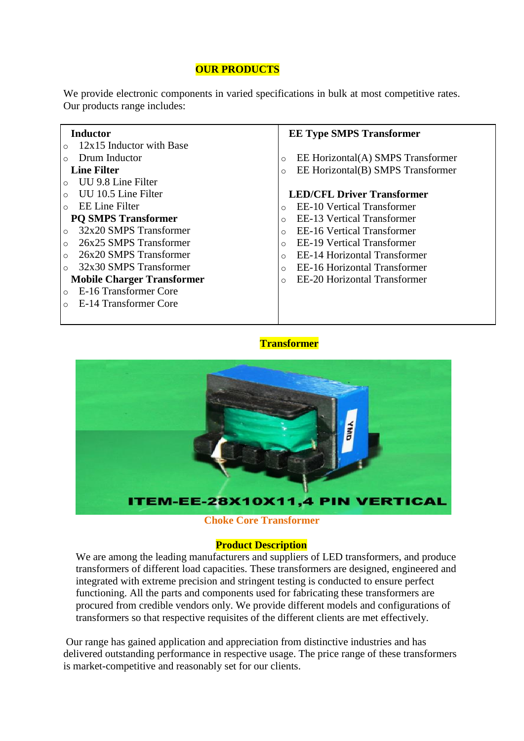## OUR PRODUCTS

We provide electronic components in varied specifications in bulk at most competitive rates. Our products range includes:

**Inductor**
- 12x15 Inductor with Base
- Drum Inductor

**Line Filter**
- UU 9.8 Line Filter
- UU 10.5 Line Filter
- EE Line Filter

**PQ SMPS Transformer**
- 32x20 SMPS Transformer
- 26x25 SMPS Transformer
- 26x20 SMPS Transformer
- 32x30 SMPS Transformer

**Mobile Charger Transformer**
- E-16 Transformer Core
- E-14 Transformer Core

**EE Type SMPS Transformer**
- EE Horizontal(A) SMPS Transformer
- EE Horizontal(B) SMPS Transformer

**LED/CFL Driver Transformer**
- EE-10 Vertical Transformer
- EE-13 Vertical Transformer
- EE-16 Vertical Transformer
- EE-19 Vertical Transformer
- EE-14 Horizontal Transformer
- EE-16 Horizontal Transformer
- EE-20 Horizontal Transformer

## Transformer

ITEM-EE-28X10X11,4 PIN VERTICAL

**Choke Core Transformer**

## Product Description

We are among the leading manufacturers and suppliers of LED transformers, and produce transformers of different load capacities. These transformers are designed, engineered and integrated with extreme precision and stringent testing is conducted to ensure perfect functioning. All the parts and components used for fabricating these transformers are procured from credible vendors only. We provide different models and configurations of transformers so that respective requisites of the different clients are met effectively.

Our range has gained application and appreciation from distinctive industries and has delivered outstanding performance in respective usage. The price range of these transformers is market-competitive and reasonably set for our clients.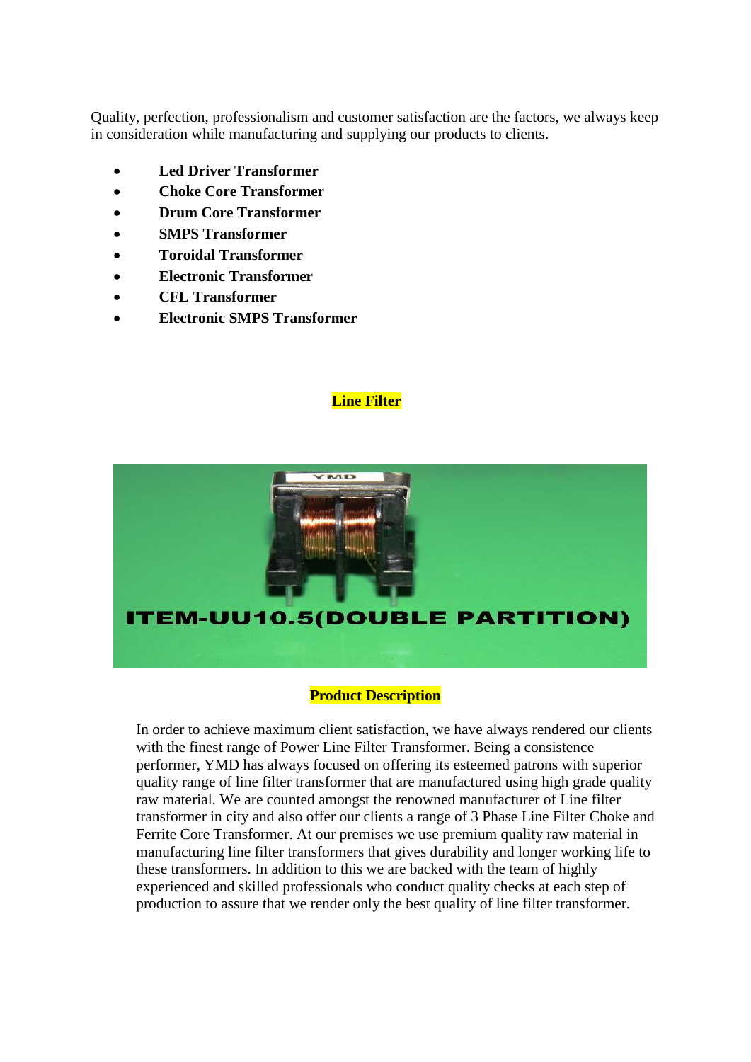Quality, perfection, professionalism and customer satisfaction are the factors, we always keep in consideration while manufacturing and supplying our products to clients.

- **Led Driver Transformer**
- **Choke Core Transformer**
- **Drum Core Transformer**
- **SMPS Transformer**
- **Toroidal Transformer**
- **Electronic Transformer**
- **CFL Transformer**
- **Electronic SMPS Transformer**

## Line Filter

ITEM-UU10.5(DOUBLE PARTITION)

## Product Description

In order to achieve maximum client satisfaction, we have always rendered our clients with the finest range of Power Line Filter Transformer. Being a consistence performer, YMD has always focused on offering its esteemed patrons with superior quality range of line filter transformer that are manufactured using high grade quality raw material. We are counted amongst the renowned manufacturer of Line filter transformer in city and also offer our clients a range of 3 Phase Line Filter Choke and Ferrite Core Transformer. At our premises we use premium quality raw material in manufacturing line filter transformers that gives durability and longer working life to these transformers. In addition to this we are backed with the team of highly experienced and skilled professionals who conduct quality checks at each step of production to assure that we render only the best quality of line filter transformer.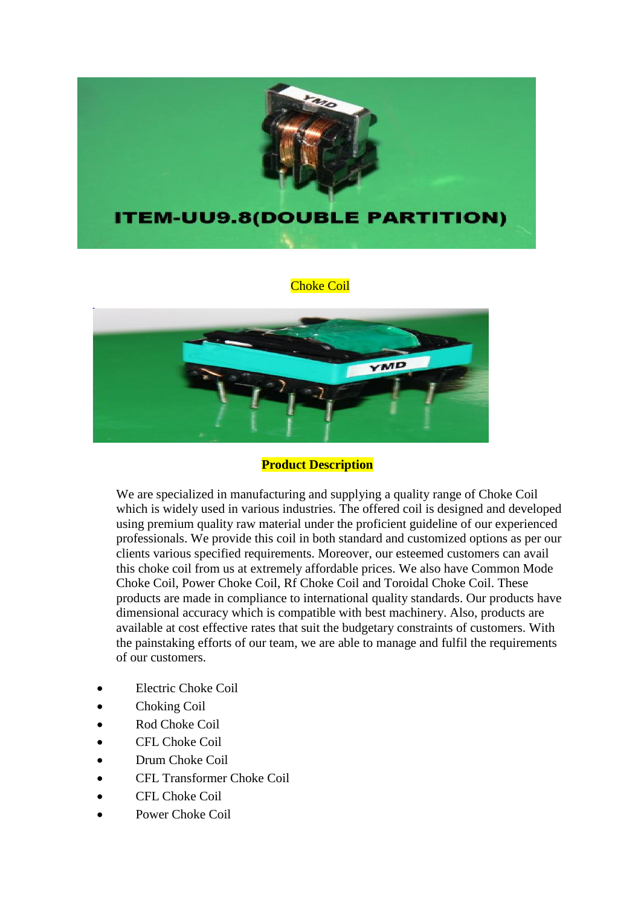Choke Coil

**Product Description**

We are specialized in manufacturing and supplying a quality range of Choke Coil which is widely used in various industries. The offered coil is designed and developed using premium quality raw material under the proficient guideline of our experienced professionals. We provide this coil in both standard and customized options as per our clients various specified requirements. Moreover, our esteemed customers can avail this choke coil from us at extremely affordable prices. We also have Common Mode Choke Coil, Power Choke Coil, Rf Choke Coil and Toroidal Choke Coil. These products are made in compliance to international quality standards. Our products have dimensional accuracy which is compatible with best machinery. Also, products are available at cost effective rates that suit the budgetary constraints of customers. With the painstaking efforts of our team, we are able to manage and fulfil the requirements of our customers.

- Electric Choke Coil
- Choking Coil
- Rod Choke Coil
- CFL Choke Coil
- Drum Choke Coil
- CFL Transformer Choke Coil
- CFL Choke Coil
- Power Choke Coil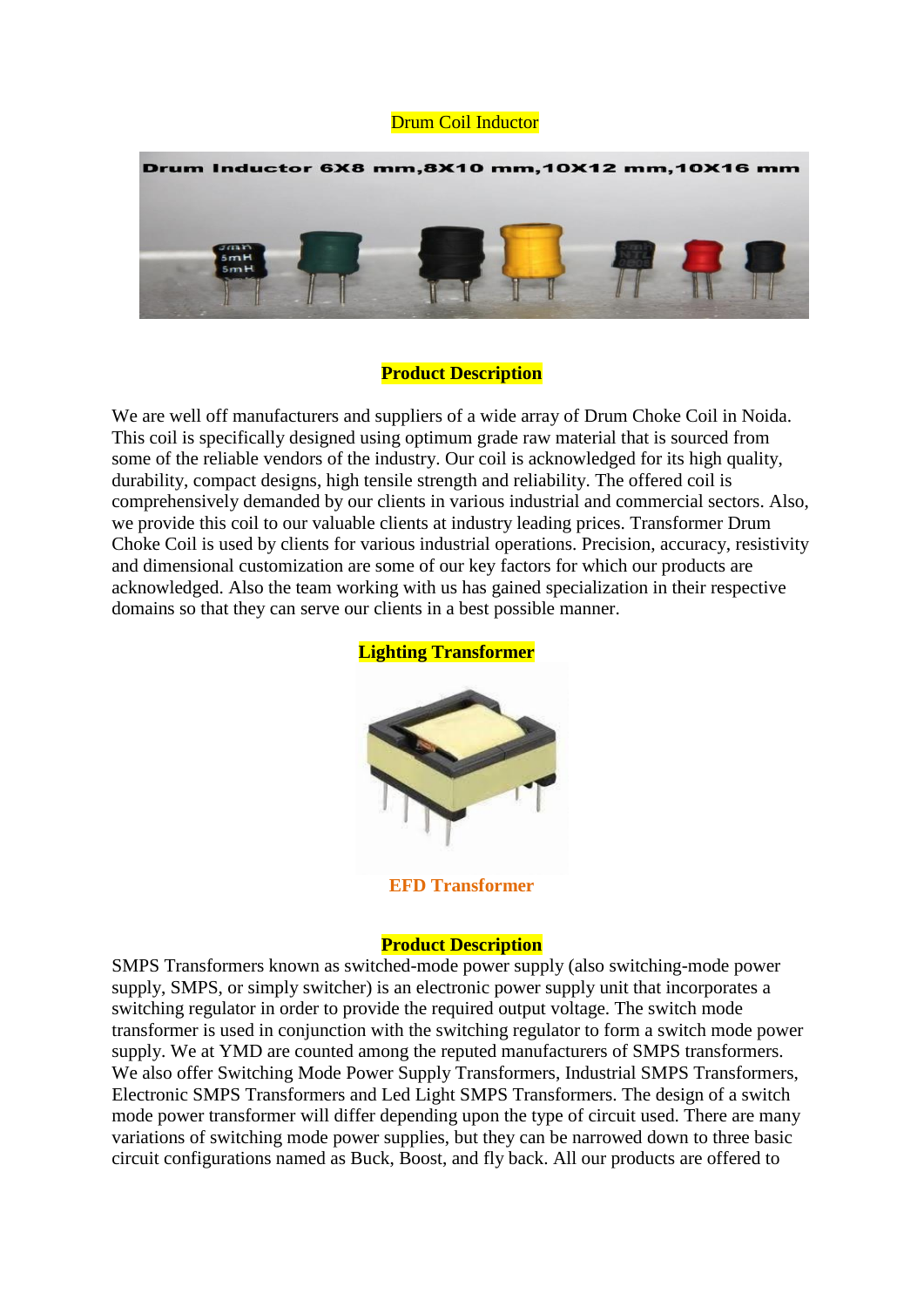Drum Coil Inductor

**Product Description**

We are well off manufacturers and suppliers of a wide array of Drum Choke Coil in Noida. This coil is specifically designed using optimum grade raw material that is sourced from some of the reliable vendors of the industry. Our coil is acknowledged for its high quality, durability, compact designs, high tensile strength and reliability. The offered coil is comprehensively demanded by our clients in various industrial and commercial sectors. Also, we provide this coil to our valuable clients at industry leading prices. Transformer Drum Choke Coil is used by clients for various industrial operations. Precision, accuracy, resistivity and dimensional customization are some of our key factors for which our products are acknowledged. Also the team working with us has gained specialization in their respective domains so that they can serve our clients in a best possible manner.

**Lighting Transformer**

**EFD Transformer**

**Product Description**

SMPS Transformers known as switched-mode power supply (also switching-mode power supply, SMPS, or simply switcher) is an electronic power supply unit that incorporates a switching regulator in order to provide the required output voltage. The switch mode transformer is used in conjunction with the switching regulator to form a switch mode power supply. We at YMD are counted among the reputed manufacturers of SMPS transformers. We also offer Switching Mode Power Supply Transformers, Industrial SMPS Transformers, Electronic SMPS Transformers and Led Light SMPS Transformers. The design of a switch mode power transformer will differ depending upon the type of circuit used. There are many variations of switching mode power supplies, but they can be narrowed down to three basic circuit configurations named as Buck, Boost, and fly back. All our products are offered to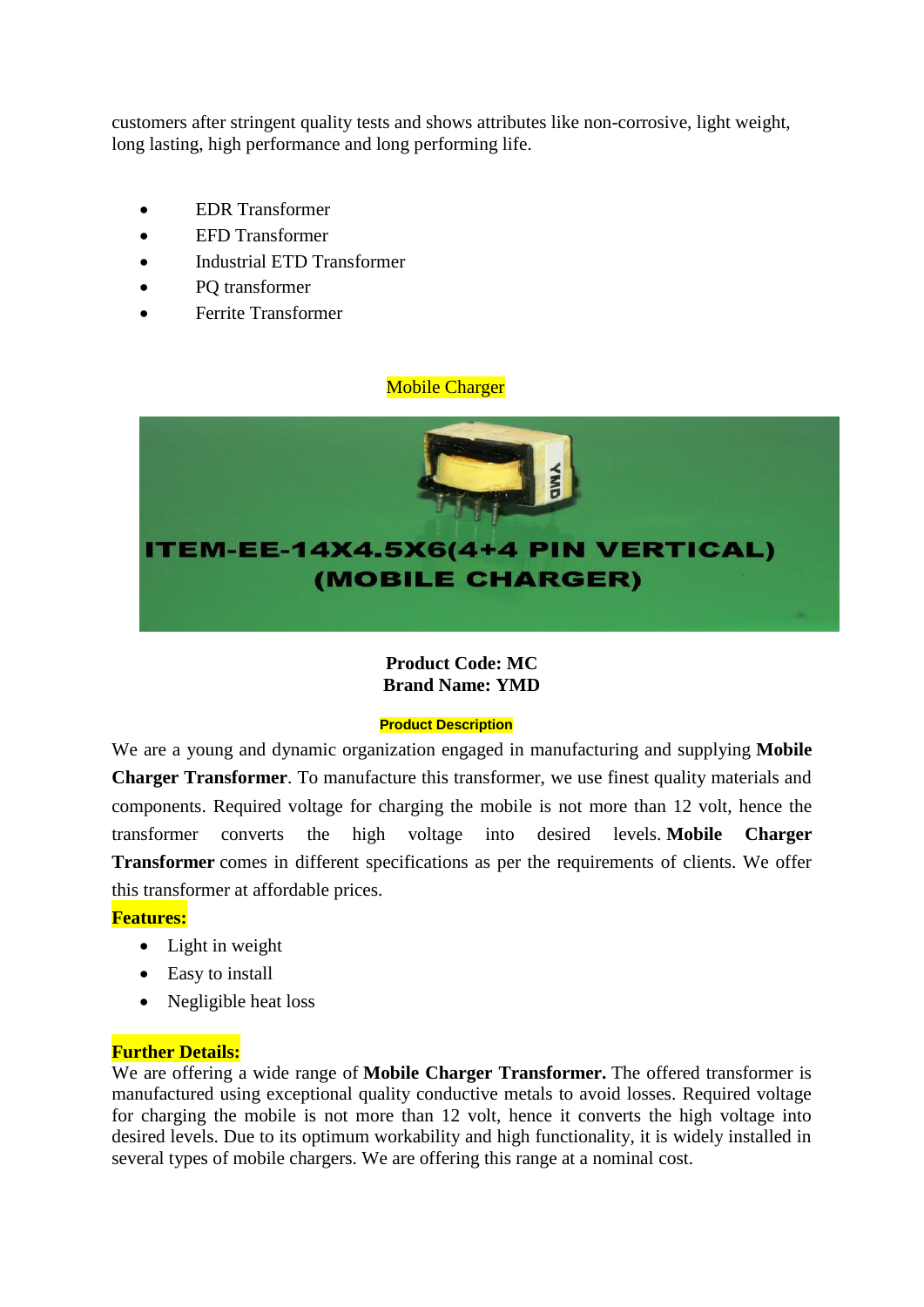customers after stringent quality tests and shows attributes like non-corrosive, light weight, long lasting, high performance and long performing life.

- EDR Transformer
- EFD Transformer
- Industrial ETD Transformer
- PQ transformer
- Ferrite Transformer

Mobile Charger

ITEM-EE-14X4.5X6(4+4 PIN VERTICAL) (MOBILE CHARGER)

**Product Code: MC**
**Brand Name: YMD**

**Product Description**

We are a young and dynamic organization engaged in manufacturing and supplying **Mobile Charger Transformer**. To manufacture this transformer, we use finest quality materials and components. Required voltage for charging the mobile is not more than 12 volt, hence the transformer converts the high voltage into desired levels. **Mobile Charger Transformer** comes in different specifications as per the requirements of clients. We offer this transformer at affordable prices.

**Features:**

- Light in weight
- Easy to install
- Negligible heat loss

**Further Details:**

We are offering a wide range of **Mobile Charger Transformer.** The offered transformer is manufactured using exceptional quality conductive metals to avoid losses. Required voltage for charging the mobile is not more than 12 volt, hence it converts the high voltage into desired levels. Due to its optimum workability and high functionality, it is widely installed in several types of mobile chargers. We are offering this range at a nominal cost.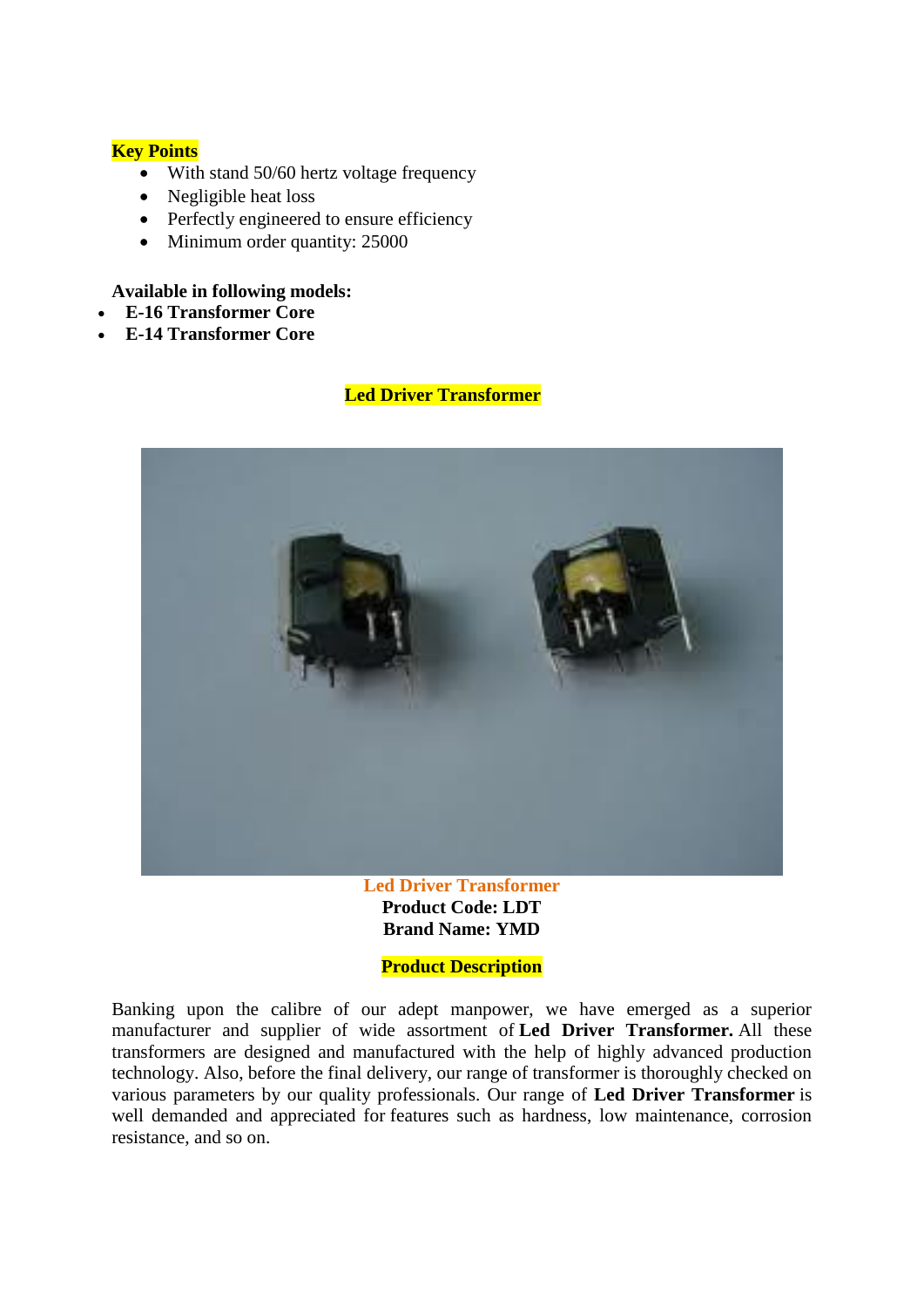**Key Points**

- With stand 50/60 hertz voltage frequency
- Negligible heat loss
- Perfectly engineered to ensure efficiency
- Minimum order quantity: 25000

**Available in following models:**

- **E-16 Transformer Core**
- **E-14 Transformer Core**

## Led Driver Transformer

**Led Driver Transformer**
**Product Code: LDT**
**Brand Name: YMD**

**Product Description**

Banking upon the calibre of our adept manpower, we have emerged as a superior manufacturer and supplier of wide assortment of **Led Driver Transformer.** All these transformers are designed and manufactured with the help of highly advanced production technology. Also, before the final delivery, our range of transformer is thoroughly checked on various parameters by our quality professionals. Our range of **Led Driver Transformer** is well demanded and appreciated for features such as hardness, low maintenance, corrosion resistance, and so on.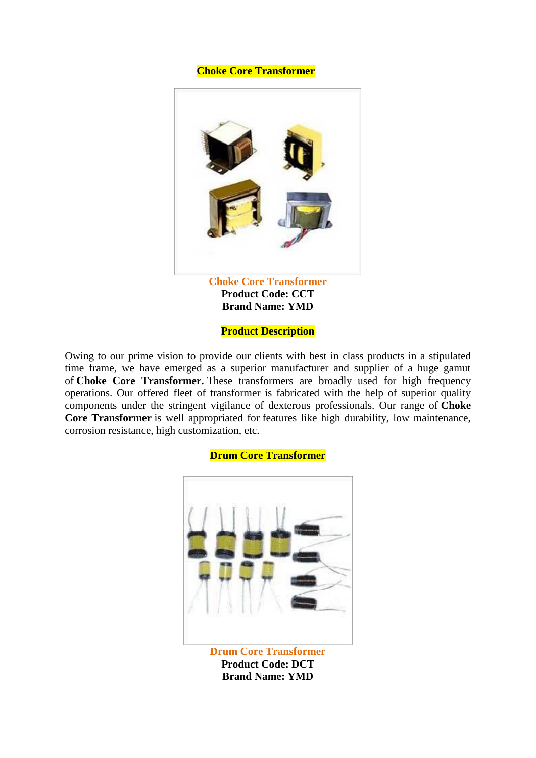## Choke Core Transformer

**Choke Core Transformer**
**Product Code: CCT**
**Brand Name: YMD**

### Product Description

Owing to our prime vision to provide our clients with best in class products in a stipulated time frame, we have emerged as a superior manufacturer and supplier of a huge gamut of **Choke Core Transformer.** These transformers are broadly used for high frequency operations. Our offered fleet of transformer is fabricated with the help of superior quality components under the stringent vigilance of dexterous professionals. Our range of **Choke Core Transformer** is well appropriated for features like high durability, low maintenance, corrosion resistance, high customization, etc.

## Drum Core Transformer

**Drum Core Transformer**
**Product Code: DCT**
**Brand Name: YMD**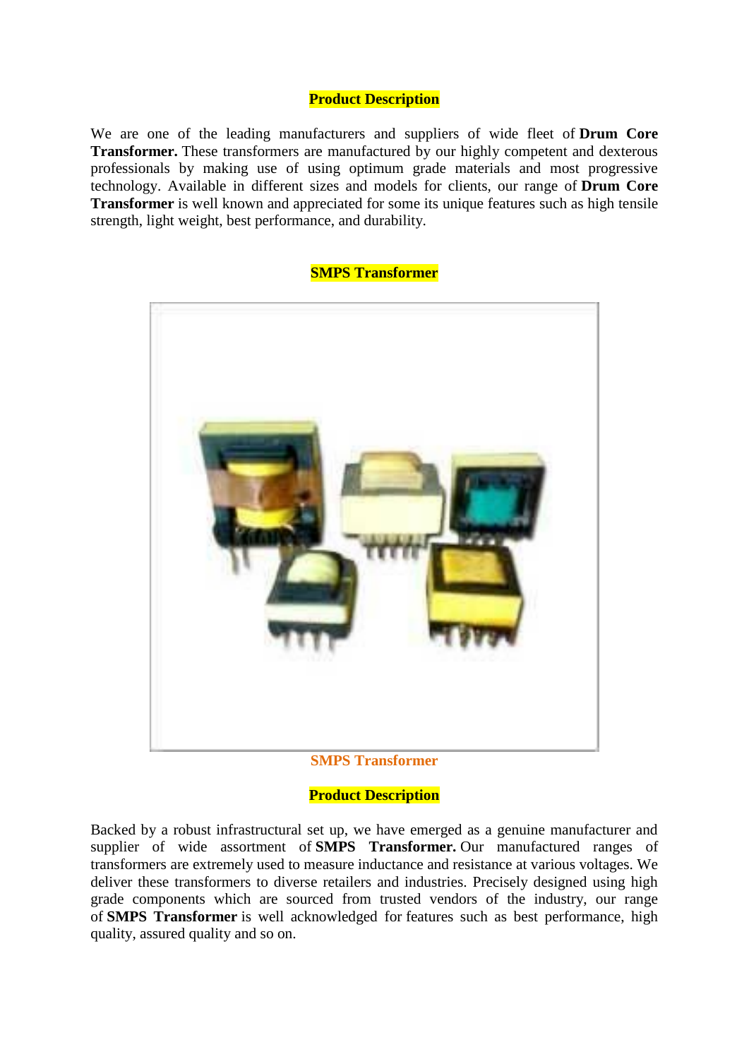**Product Description**

We are one of the leading manufacturers and suppliers of wide fleet of **Drum Core Transformer.** These transformers are manufactured by our highly competent and dexterous professionals by making use of using optimum grade materials and most progressive technology. Available in different sizes and models for clients, our range of **Drum Core Transformer** is well known and appreciated for some its unique features such as high tensile strength, light weight, best performance, and durability.

**SMPS Transformer**

**SMPS Transformer**

**Product Description**

Backed by a robust infrastructural set up, we have emerged as a genuine manufacturer and supplier of wide assortment of **SMPS Transformer.** Our manufactured ranges of transformers are extremely used to measure inductance and resistance at various voltages. We deliver these transformers to diverse retailers and industries. Precisely designed using high grade components which are sourced from trusted vendors of the industry, our range of **SMPS Transformer** is well acknowledged for features such as best performance, high quality, assured quality and so on.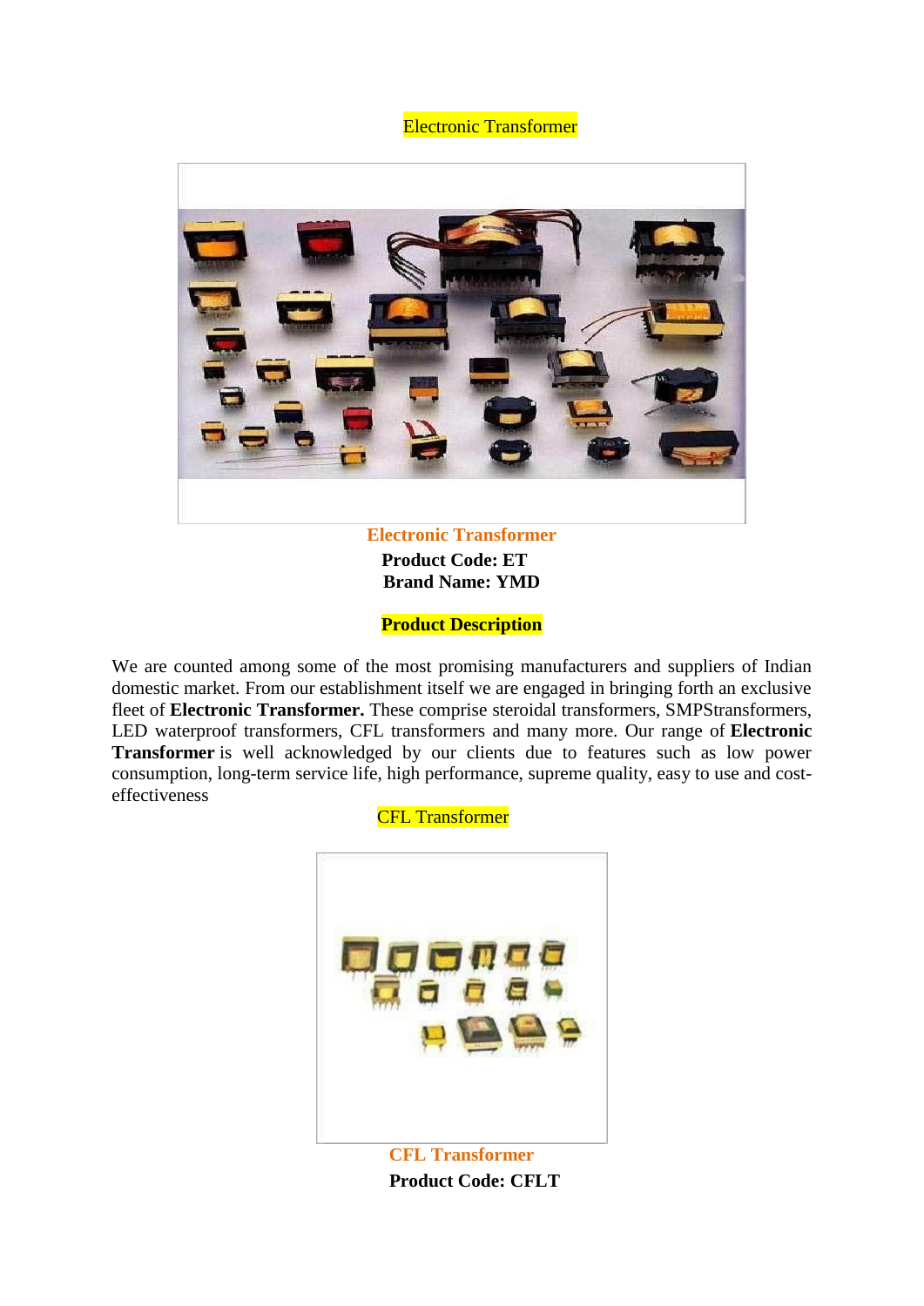## Electronic Transformer

**Electronic Transformer**

**Product Code: ET**

**Brand Name: YMD**

### Product Description

We are counted among some of the most promising manufacturers and suppliers of Indian domestic market. From our establishment itself we are engaged in bringing forth an exclusive fleet of **Electronic Transformer.** These comprise steroidal transformers, SMPStransformers, LED waterproof transformers, CFL transformers and many more. Our range of **Electronic Transformer** is well acknowledged by our clients due to features such as low power consumption, long-term service life, high performance, supreme quality, easy to use and cost-effectiveness

## CFL Transformer

**CFL Transformer**

**Product Code: CFLT**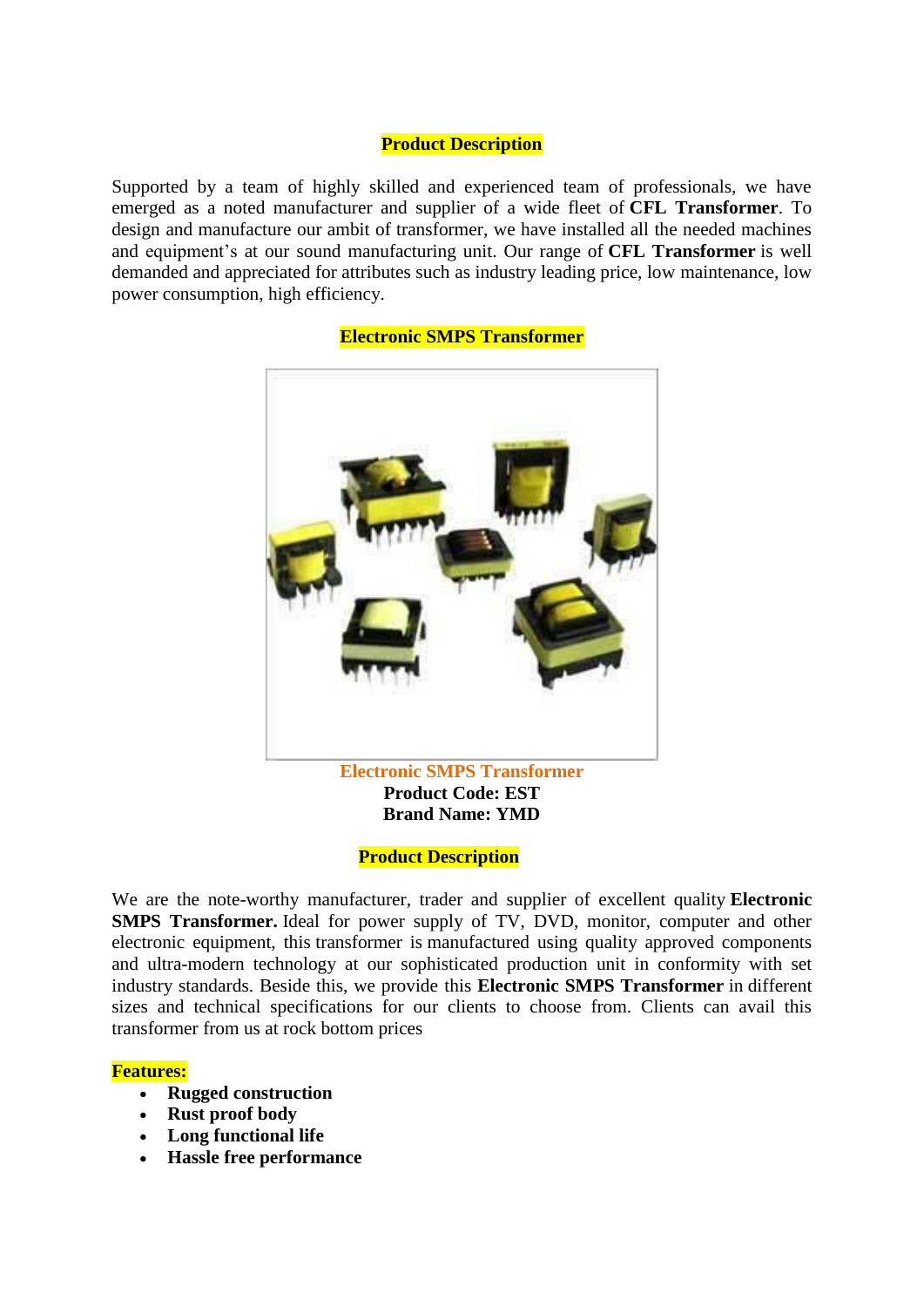## Product Description

Supported by a team of highly skilled and experienced team of professionals, we have emerged as a noted manufacturer and supplier of a wide fleet of **CFL Transformer**. To design and manufacture our ambit of transformer, we have installed all the needed machines and equipment's at our sound manufacturing unit. Our range of **CFL Transformer** is well demanded and appreciated for attributes such as industry leading price, low maintenance, low power consumption, high efficiency.

## Electronic SMPS Transformer

**Electronic SMPS Transformer**
**Product Code: EST**
**Brand Name: YMD**

## Product Description

We are the note-worthy manufacturer, trader and supplier of excellent quality **Electronic SMPS Transformer.** Ideal for power supply of TV, DVD, monitor, computer and other electronic equipment, this transformer is manufactured using quality approved components and ultra-modern technology at our sophisticated production unit in conformity with set industry standards. Beside this, we provide this **Electronic SMPS Transformer** in different sizes and technical specifications for our clients to choose from. Clients can avail this transformer from us at rock bottom prices

**Features:**

- **Rugged construction**
- **Rust proof body**
- **Long functional life**
- **Hassle free performance**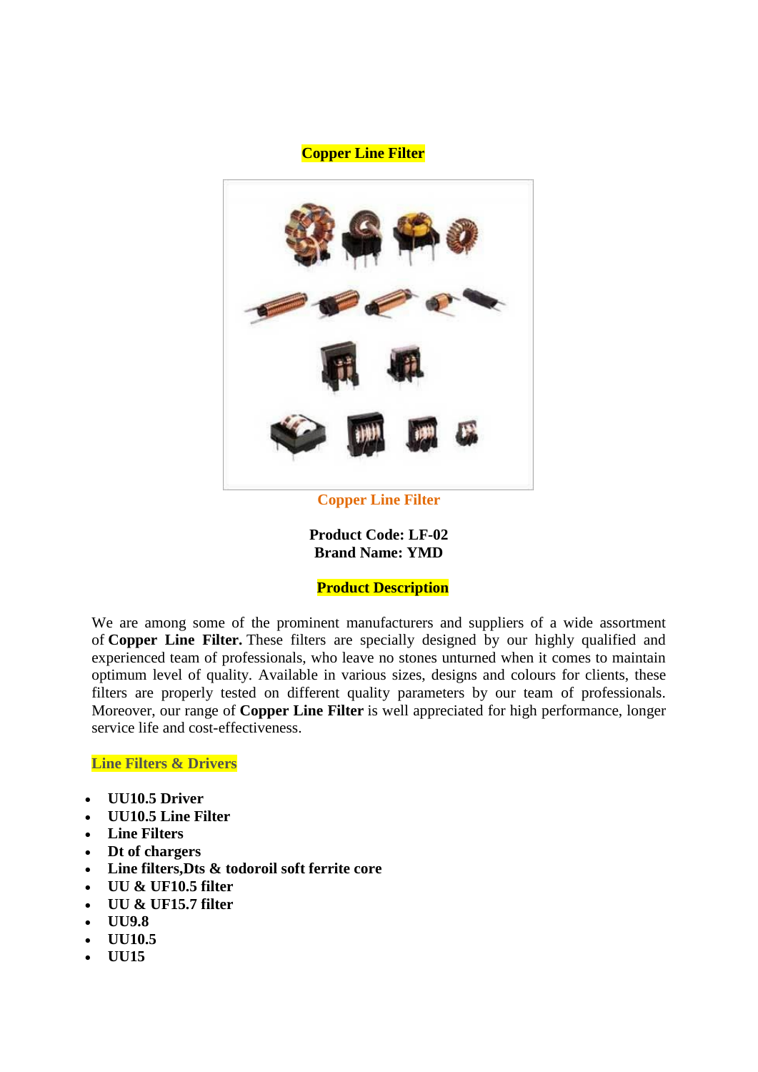## Copper Line Filter

Copper Line Filter

**Product Code: LF-02**
**Brand Name: YMD**

## Product Description

We are among some of the prominent manufacturers and suppliers of a wide assortment of **Copper Line Filter.** These filters are specially designed by our highly qualified and experienced team of professionals, who leave no stones unturned when it comes to maintain optimum level of quality. Available in various sizes, designs and colours for clients, these filters are properly tested on different quality parameters by our team of professionals. Moreover, our range of **Copper Line Filter** is well appreciated for high performance, longer service life and cost-effectiveness.

### Line Filters & Drivers

- **UU10.5 Driver**
- **UU10.5 Line Filter**
- **Line Filters**
- **Dt of chargers**
- **Line filters,Dts & todoroil soft ferrite core**
- **UU & UF10.5 filter**
- **UU & UF15.7 filter**
- **UU9.8**
- **UU10.5**
- **UU15**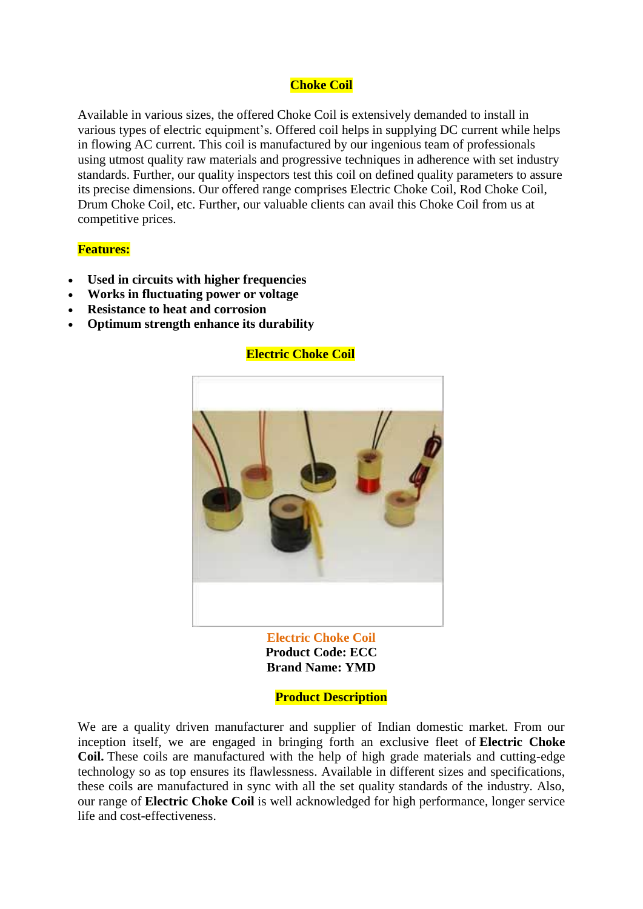## Choke Coil

Available in various sizes, the offered Choke Coil is extensively demanded to install in various types of electric equipment's. Offered coil helps in supplying DC current while helps in flowing AC current. This coil is manufactured by our ingenious team of professionals using utmost quality raw materials and progressive techniques in adherence with set industry standards. Further, our quality inspectors test this coil on defined quality parameters to assure its precise dimensions. Our offered range comprises Electric Choke Coil, Rod Choke Coil, Drum Choke Coil, etc. Further, our valuable clients can avail this Choke Coil from us at competitive prices.

**Features:**

- **Used in circuits with higher frequencies**
- **Works in fluctuating power or voltage**
- **Resistance to heat and corrosion**
- **Optimum strength enhance its durability**

### Electric Choke Coil

**Electric Choke Coil**
**Product Code: ECC**
**Brand Name: YMD**

### Product Description

We are a quality driven manufacturer and supplier of Indian domestic market. From our inception itself, we are engaged in bringing forth an exclusive fleet of **Electric Choke Coil.** These coils are manufactured with the help of high grade materials and cutting-edge technology so as top ensures its flawlessness. Available in different sizes and specifications, these coils are manufactured in sync with all the set quality standards of the industry. Also, our range of **Electric Choke Coil** is well acknowledged for high performance, longer service life and cost-effectiveness.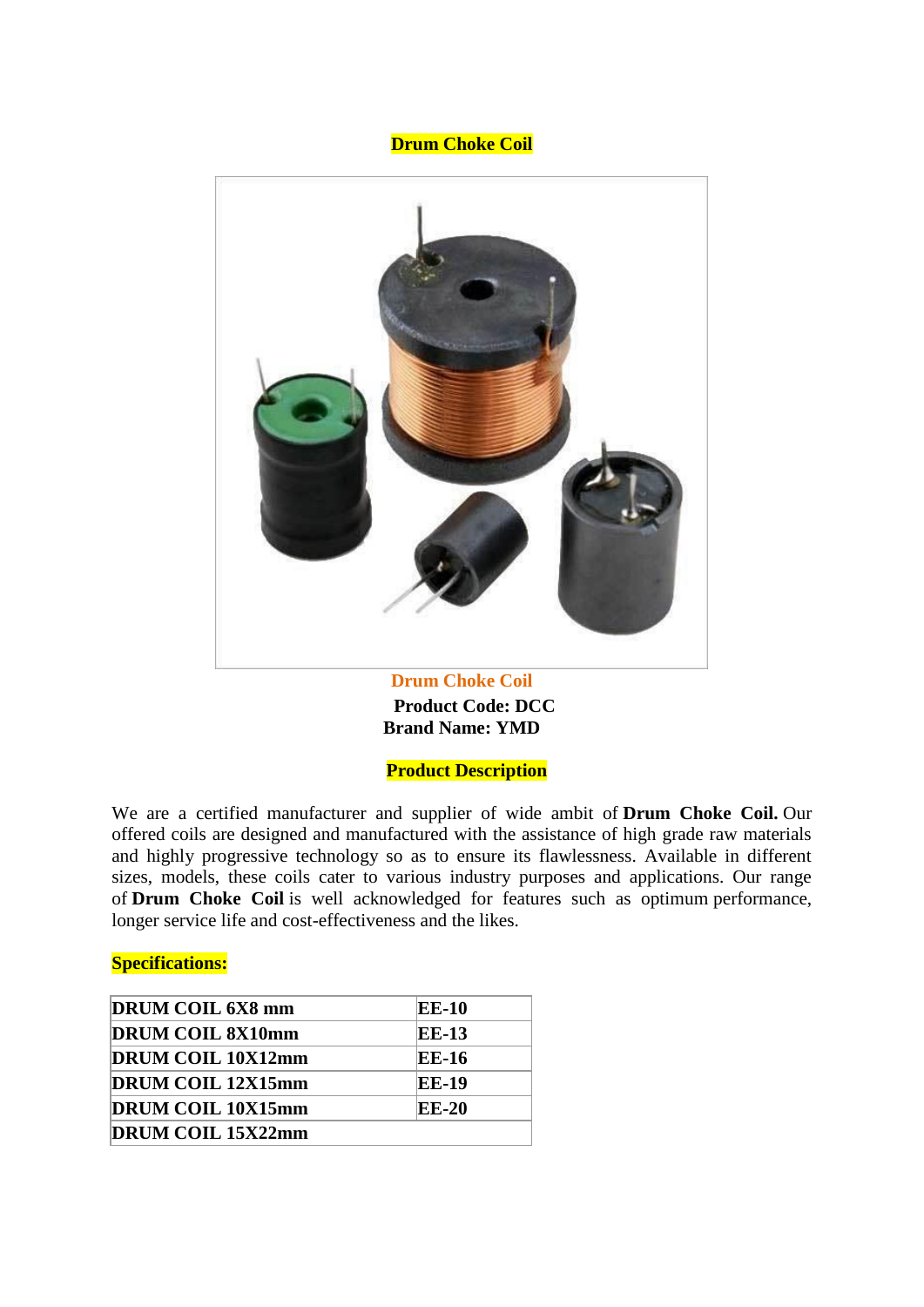## Drum Choke Coil

**Drum Choke Coil**

**Product Code: DCC**

**Brand Name: YMD**

### Product Description

We are a certified manufacturer and supplier of wide ambit of **Drum Choke Coil.** Our offered coils are designed and manufactured with the assistance of high grade raw materials and highly progressive technology so as to ensure its flawlessness. Available in different sizes, models, these coils cater to various industry purposes and applications. Our range of **Drum Choke Coil** is well acknowledged for features such as optimum performance, longer service life and cost-effectiveness and the likes.

**Specifications:**

| | |
|---|---|
| **DRUM COIL 6X8 mm** | **EE-10** |
| **DRUM COIL 8X10mm** | **EE-13** |
| **DRUM COIL 10X12mm** | **EE-16** |
| **DRUM COIL 12X15mm** | **EE-19** |
| **DRUM COIL 10X15mm** | **EE-20** |
| **DRUM COIL 15X22mm** | |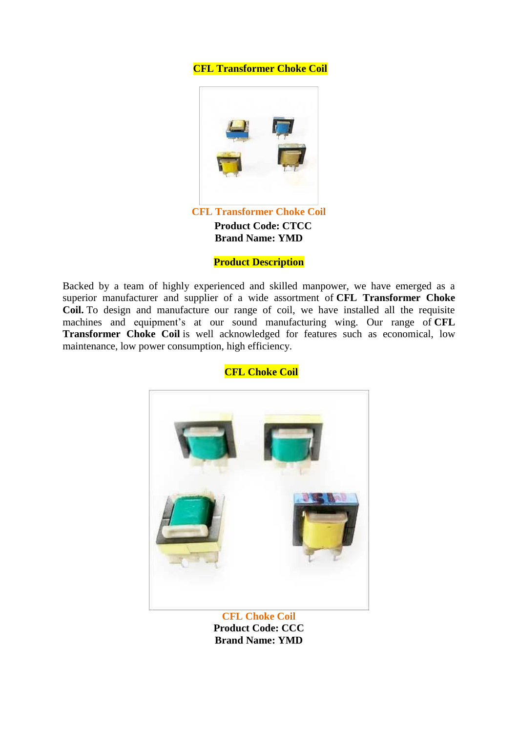## CFL Transformer Choke Coil

**CFL Transformer Choke Coil**
**Product Code: CTCC**
**Brand Name: YMD**

## Product Description

Backed by a team of highly experienced and skilled manpower, we have emerged as a superior manufacturer and supplier of a wide assortment of **CFL Transformer Choke Coil.** To design and manufacture our range of coil, we have installed all the requisite machines and equipment's at our sound manufacturing wing. Our range of **CFL Transformer Choke Coil** is well acknowledged for features such as economical, low maintenance, low power consumption, high efficiency.

## CFL Choke Coil

**CFL Choke Coil**
**Product Code: CCC**
**Brand Name: YMD**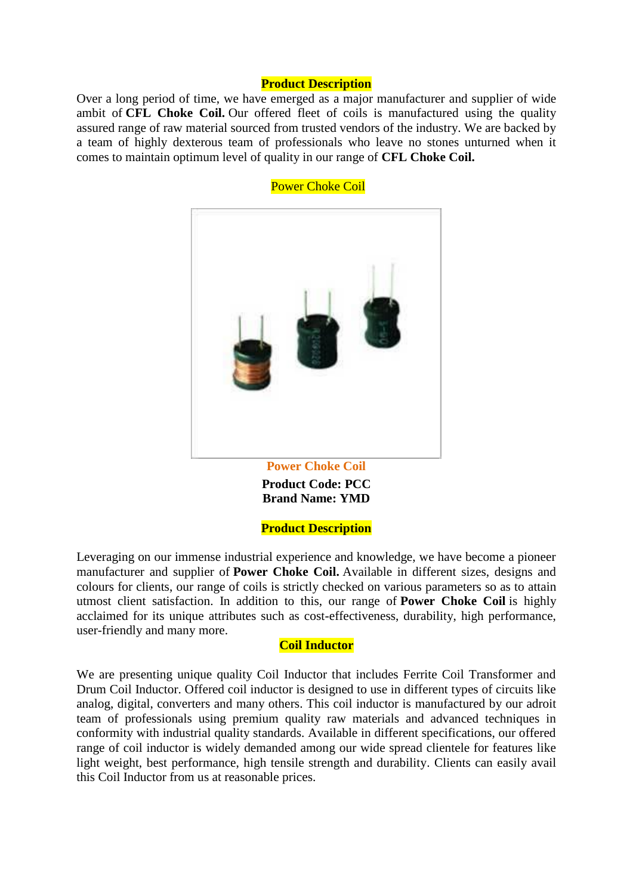## Product Description

Over a long period of time, we have emerged as a major manufacturer and supplier of wide ambit of **CFL Choke Coil.** Our offered fleet of coils is manufactured using the quality assured range of raw material sourced from trusted vendors of the industry. We are backed by a team of highly dexterous team of professionals who leave no stones unturned when it comes to maintain optimum level of quality in our range of **CFL Choke Coil.**

## Power Choke Coil

**Power Choke Coil**

**Product Code: PCC**
**Brand Name: YMD**

## Product Description

Leveraging on our immense industrial experience and knowledge, we have become a pioneer manufacturer and supplier of **Power Choke Coil.** Available in different sizes, designs and colours for clients, our range of coils is strictly checked on various parameters so as to attain utmost client satisfaction. In addition to this, our range of **Power Choke Coil** is highly acclaimed for its unique attributes such as cost-effectiveness, durability, high performance, user-friendly and many more.

## Coil Inductor

We are presenting unique quality Coil Inductor that includes Ferrite Coil Transformer and Drum Coil Inductor. Offered coil inductor is designed to use in different types of circuits like analog, digital, converters and many others. This coil inductor is manufactured by our adroit team of professionals using premium quality raw materials and advanced techniques in conformity with industrial quality standards. Available in different specifications, our offered range of coil inductor is widely demanded among our wide spread clientele for features like light weight, best performance, high tensile strength and durability. Clients can easily avail this Coil Inductor from us at reasonable prices.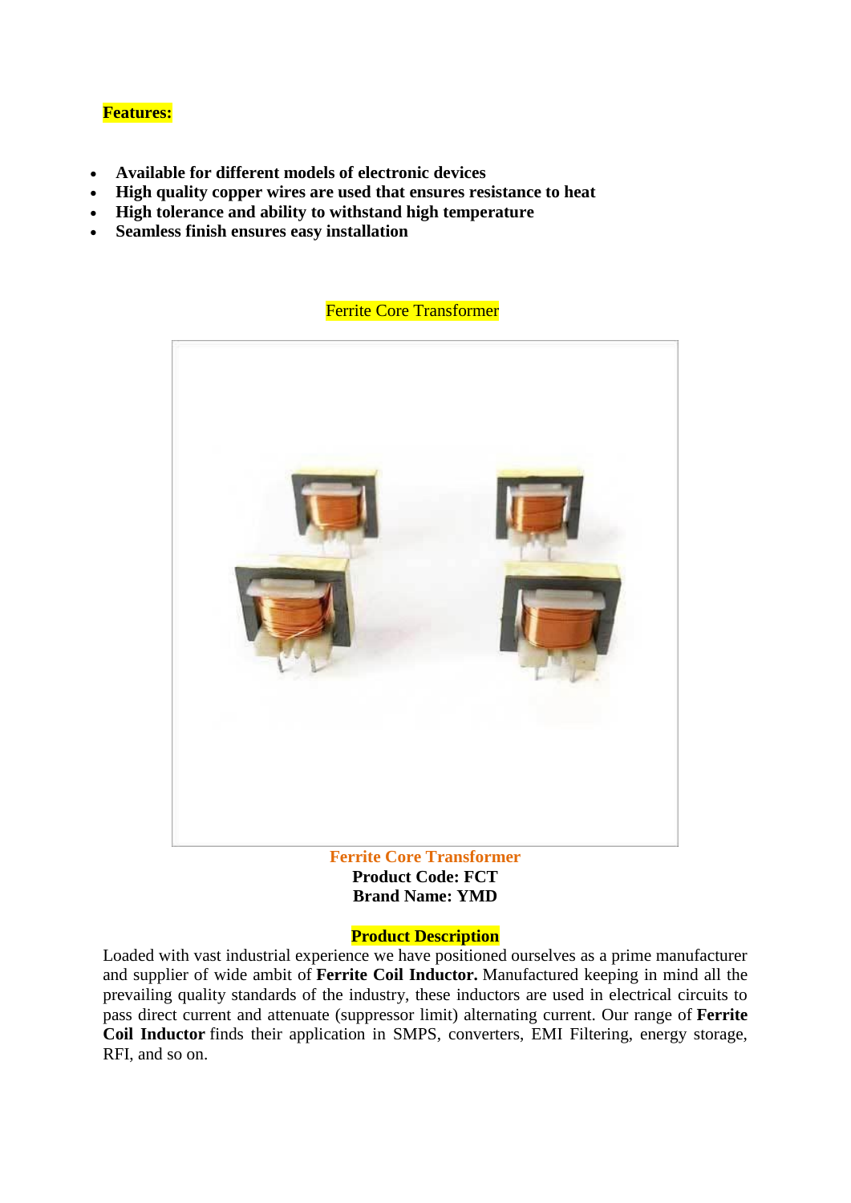**Features:**

- **Available for different models of electronic devices**
- **High quality copper wires are used that ensures resistance to heat**
- **High tolerance and ability to withstand high temperature**
- **Seamless finish ensures easy installation**

Ferrite Core Transformer

**Ferrite Core Transformer**
**Product Code: FCT**
**Brand Name: YMD**

**Product Description**

Loaded with vast industrial experience we have positioned ourselves as a prime manufacturer and supplier of wide ambit of **Ferrite Coil Inductor.** Manufactured keeping in mind all the prevailing quality standards of the industry, these inductors are used in electrical circuits to pass direct current and attenuate (suppressor limit) alternating current. Our range of **Ferrite Coil Inductor** finds their application in SMPS, converters, EMI Filtering, energy storage, RFI, and so on.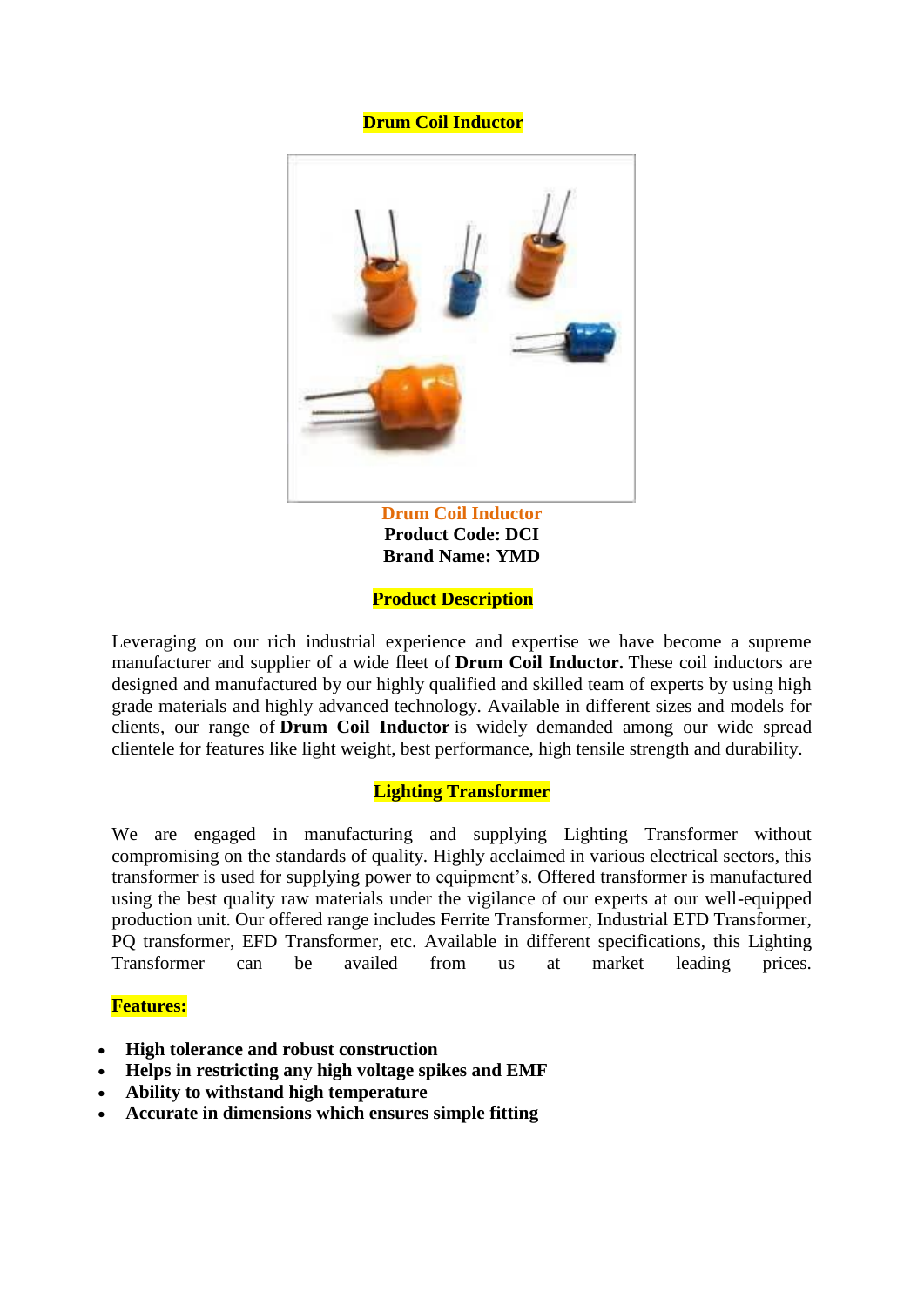## Drum Coil Inductor

**Drum Coil Inductor**
**Product Code: DCI**
**Brand Name: YMD**

### Product Description

Leveraging on our rich industrial experience and expertise we have become a supreme manufacturer and supplier of a wide fleet of **Drum Coil Inductor.** These coil inductors are designed and manufactured by our highly qualified and skilled team of experts by using high grade materials and highly advanced technology. Available in different sizes and models for clients, our range of **Drum Coil Inductor** is widely demanded among our wide spread clientele for features like light weight, best performance, high tensile strength and durability.

### Lighting Transformer

We are engaged in manufacturing and supplying Lighting Transformer without compromising on the standards of quality. Highly acclaimed in various electrical sectors, this transformer is used for supplying power to equipment's. Offered transformer is manufactured using the best quality raw materials under the vigilance of our experts at our well-equipped production unit. Our offered range includes Ferrite Transformer, Industrial ETD Transformer, PQ transformer, EFD Transformer, etc. Available in different specifications, this Lighting Transformer can be availed from us at market leading prices.

**Features:**

- **High tolerance and robust construction**
- **Helps in restricting any high voltage spikes and EMF**
- **Ability to withstand high temperature**
- **Accurate in dimensions which ensures simple fitting**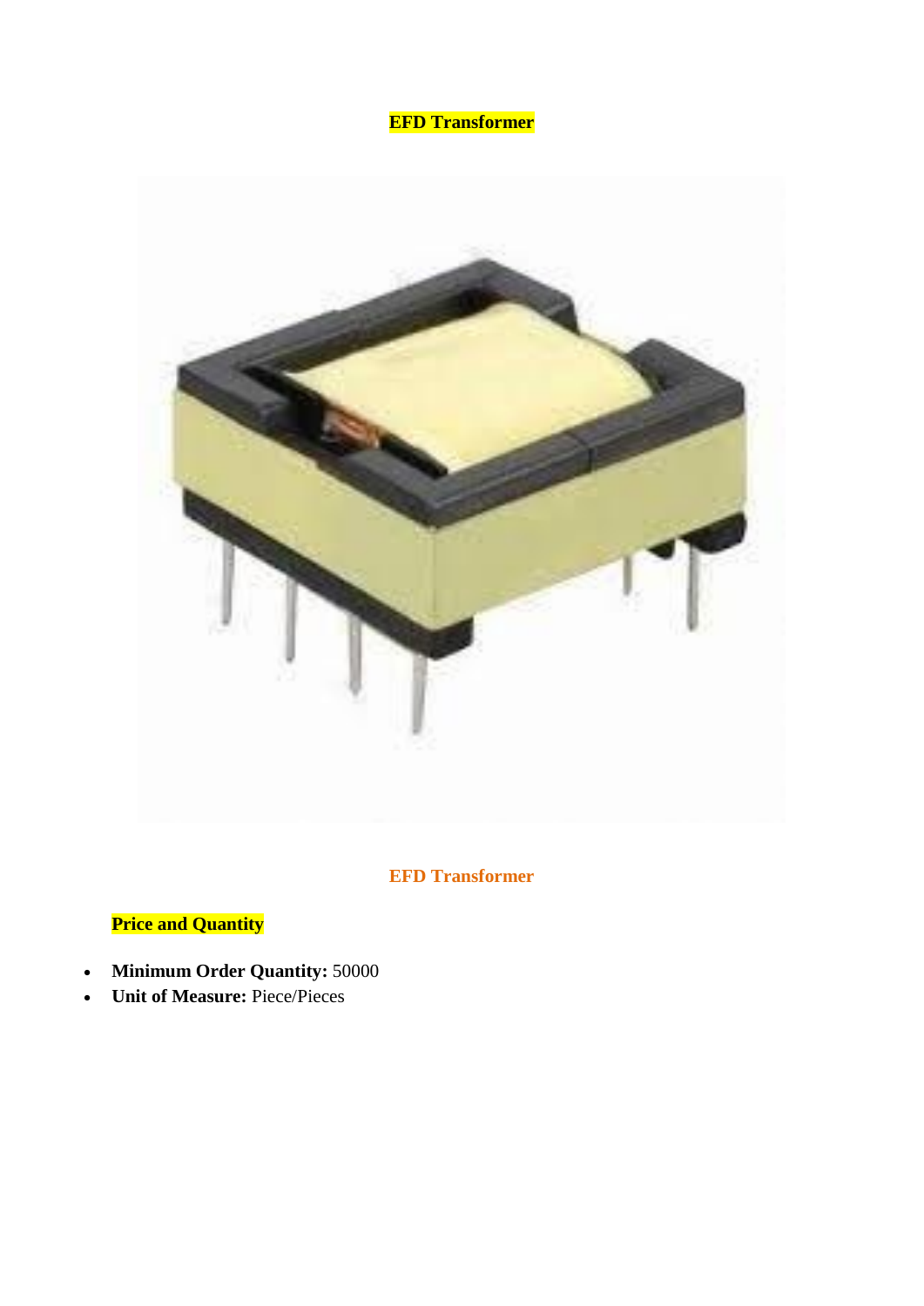**EFD Transformer**

EFD Transformer

**Price and Quantity**

- **Minimum Order Quantity:** 50000
- **Unit of Measure:** Piece/Pieces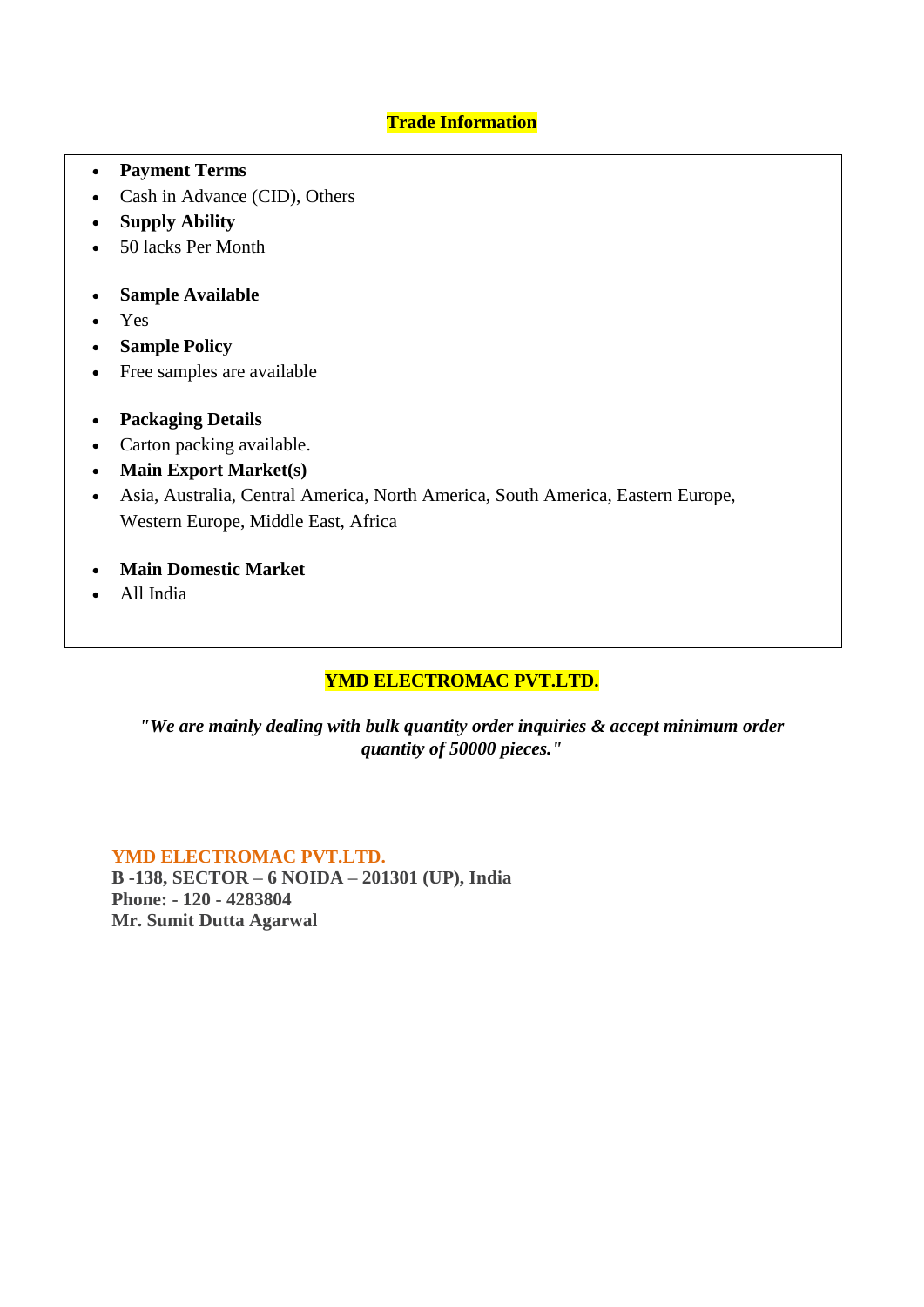## Trade Information

- **Payment Terms**
- Cash in Advance (CID), Others
- **Supply Ability**
- 50 lacks Per Month

- **Sample Available**
- Yes
- **Sample Policy**
- Free samples are available

- **Packaging Details**
- Carton packing available.
- **Main Export Market(s)**
- Asia, Australia, Central America, North America, South America, Eastern Europe, Western Europe, Middle East, Africa

- **Main Domestic Market**
- All India

**YMD ELECTROMAC PVT.LTD.**

***"We are mainly dealing with bulk quantity order inquiries & accept minimum order quantity of 50000 pieces."***

**YMD ELECTROMAC PVT.LTD.**
**B -138, SECTOR – 6 NOIDA – 201301 (UP), India**
**Phone: - 120 - 4283804**
**Mr. Sumit Dutta Agarwal**